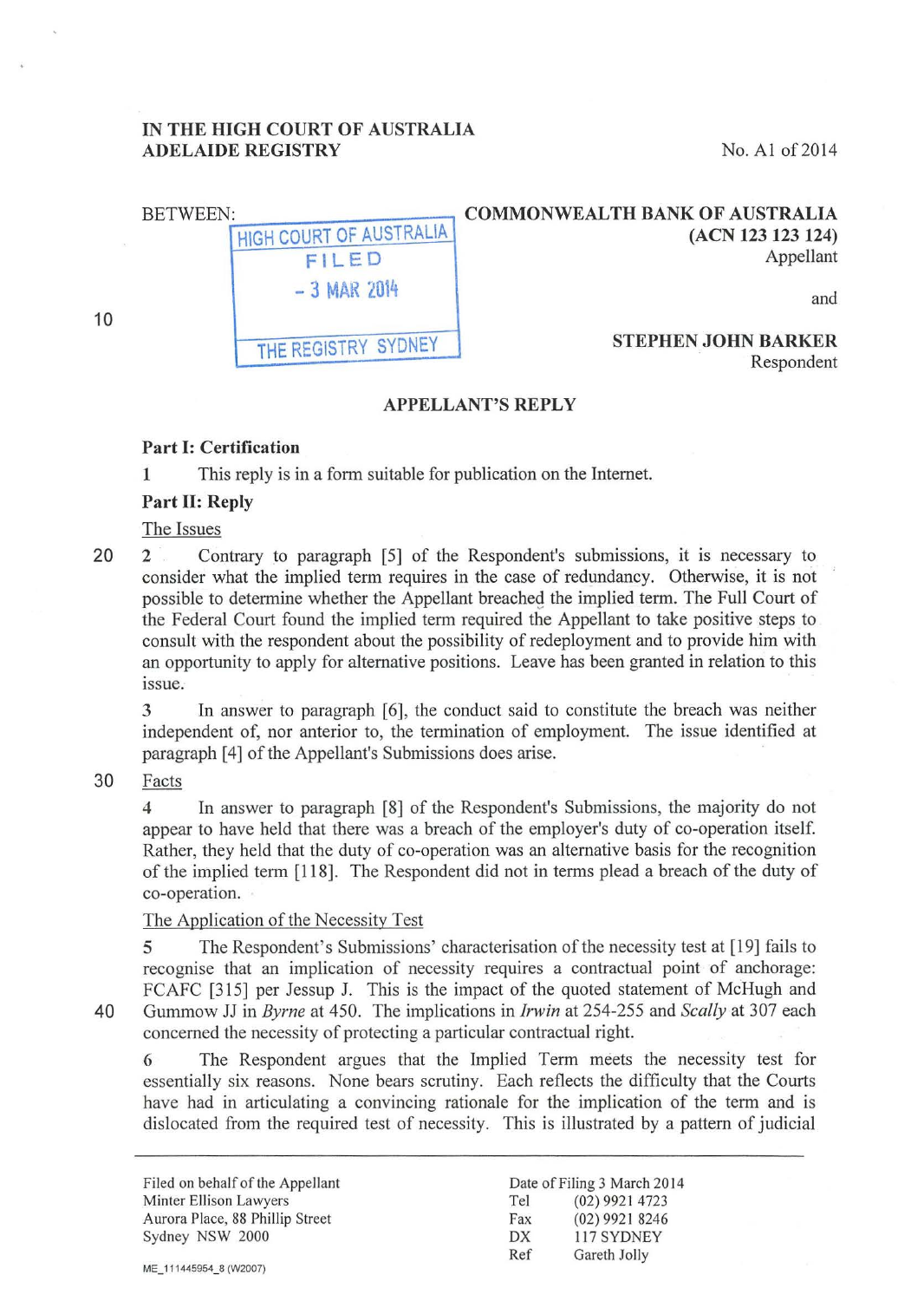**IN THE HIGH COURT OF AUSTRALIA**
**ADELAIDE REGISTRY**

No. A1 of 2014

BETWEEN:

HIGH COURT OF AUSTRALIA
FILED
- 3 MAR 2014
THE REGISTRY SYDNEY

**COMMONWEALTH BANK OF AUSTRALIA**
**(ACN 123 123 124)**
Appellant

and

**STEPHEN JOHN BARKER**
Respondent

**APPELLANT'S REPLY**

**Part I: Certification**

1 This reply is in a form suitable for publication on the Internet.

**Part II: Reply**

The Issues

2 Contrary to paragraph [5] of the Respondent's submissions, it is necessary to consider what the implied term requires in the case of redundancy. Otherwise, it is not possible to determine whether the Appellant breached the implied term. The Full Court of the Federal Court found the implied term required the Appellant to take positive steps to consult with the respondent about the possibility of redeployment and to provide him with an opportunity to apply for alternative positions. Leave has been granted in relation to this issue.

3 In answer to paragraph [6], the conduct said to constitute the breach was neither independent of, nor anterior to, the termination of employment. The issue identified at paragraph [4] of the Appellant's Submissions does arise.

Facts

4 In answer to paragraph [8] of the Respondent's Submissions, the majority do not appear to have held that there was a breach of the employer's duty of co-operation itself. Rather, they held that the duty of co-operation was an alternative basis for the recognition of the implied term [118]. The Respondent did not in terms plead a breach of the duty of co-operation.

The Application of the Necessity Test

5 The Respondent's Submissions' characterisation of the necessity test at [19] fails to recognise that an implication of necessity requires a contractual point of anchorage: FCAFC [315] per Jessup J. This is the impact of the quoted statement of McHugh and Gummow JJ in *Byrne* at 450. The implications in *Irwin* at 254-255 and *Scally* at 307 each concerned the necessity of protecting a particular contractual right.

6 The Respondent argues that the Implied Term meets the necessity test for essentially six reasons. None bears scrutiny. Each reflects the difficulty that the Courts have had in articulating a convincing rationale for the implication of the term and is dislocated from the required test of necessity. This is illustrated by a pattern of judicial

Filed on behalf of the Appellant
Minter Ellison Lawyers
Aurora Place, 88 Phillip Street
Sydney NSW 2000

Date of Filing 3 March 2014
Tel (02) 9921 4723
Fax (02) 9921 8246
DX 117 SYDNEY
Ref Gareth Jolly

ME_111445954_8 (W2007)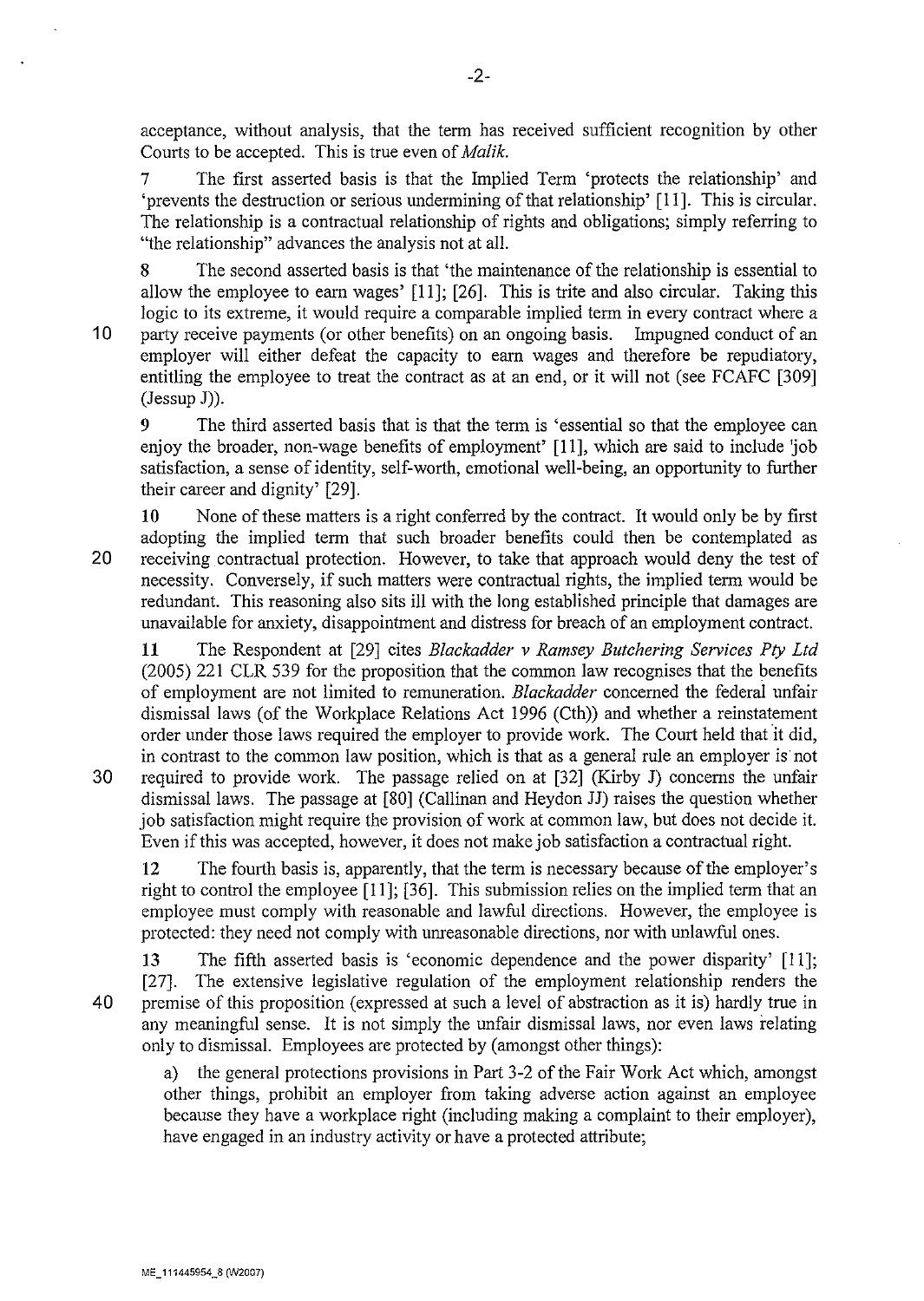acceptance, without analysis, that the term has received sufficient recognition by other Courts to be accepted. This is true even of *Malik*.

7 The first asserted basis is that the Implied Term 'protects the relationship' and 'prevents the destruction or serious undermining of that relationship' [11]. This is circular. The relationship is a contractual relationship of rights and obligations; simply referring to "the relationship" advances the analysis not at all.

8 The second asserted basis is that 'the maintenance of the relationship is essential to allow the employee to earn wages' [11]; [26]. This is trite and also circular. Taking this logic to its extreme, it would require a comparable implied term in every contract where a party receive payments (or other benefits) on an ongoing basis. Impugned conduct of an employer will either defeat the capacity to earn wages and therefore be repudiatory, entitling the employee to treat the contract as at an end, or it will not (see FCAFC [309] (Jessup J)).

9 The third asserted basis that is that the term is 'essential so that the employee can enjoy the broader, non-wage benefits of employment' [11], which are said to include 'job satisfaction, a sense of identity, self-worth, emotional well-being, an opportunity to further their career and dignity' [29].

10 None of these matters is a right conferred by the contract. It would only be by first adopting the implied term that such broader benefits could then be contemplated as receiving contractual protection. However, to take that approach would deny the test of necessity. Conversely, if such matters were contractual rights, the implied term would be redundant. This reasoning also sits ill with the long established principle that damages are unavailable for anxiety, disappointment and distress for breach of an employment contract.

11 The Respondent at [29] cites *Blackadder v Ramsey Butchering Services Pty Ltd* (2005) 221 CLR 539 for the proposition that the common law recognises that the benefits of employment are not limited to remuneration. *Blackadder* concerned the federal unfair dismissal laws (of the Workplace Relations Act 1996 (Cth)) and whether a reinstatement order under those laws required the employer to provide work. The Court held that it did, in contrast to the common law position, which is that as a general rule an employer is not required to provide work. The passage relied on at [32] (Kirby J) concerns the unfair dismissal laws. The passage at [80] (Callinan and Heydon JJ) raises the question whether job satisfaction might require the provision of work at common law, but does not decide it. Even if this was accepted, however, it does not make job satisfaction a contractual right.

12 The fourth basis is, apparently, that the term is necessary because of the employer's right to control the employee [11]; [36]. This submission relies on the implied term that an employee must comply with reasonable and lawful directions. However, the employee is protected: they need not comply with unreasonable directions, nor with unlawful ones.

13 The fifth asserted basis is 'economic dependence and the power disparity' [11]; [27]. The extensive legislative regulation of the employment relationship renders the premise of this proposition (expressed at such a level of abstraction as it is) hardly true in any meaningful sense. It is not simply the unfair dismissal laws, nor even laws relating only to dismissal. Employees are protected by (amongst other things):

a) the general protections provisions in Part 3-2 of the Fair Work Act which, amongst other things, prohibit an employer from taking adverse action against an employee because they have a workplace right (including making a complaint to their employer), have engaged in an industry activity or have a protected attribute;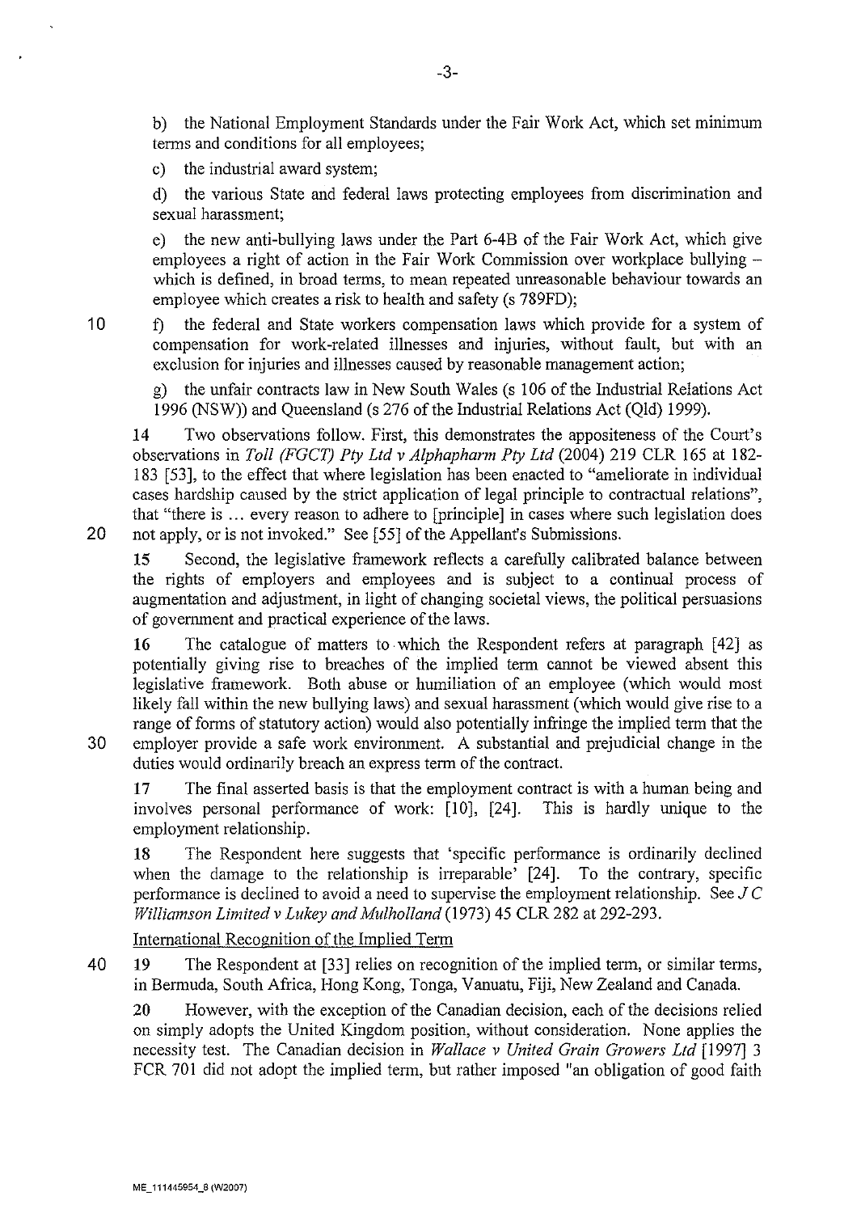b) the National Employment Standards under the Fair Work Act, which set minimum terms and conditions for all employees;

c) the industrial award system;

d) the various State and federal laws protecting employees from discrimination and sexual harassment;

e) the new anti-bullying laws under the Part 6-4B of the Fair Work Act, which give employees a right of action in the Fair Work Commission over workplace bullying – which is defined, in broad terms, to mean repeated unreasonable behaviour towards an employee which creates a risk to health and safety (s 789FD);

f) the federal and State workers compensation laws which provide for a system of compensation for work-related illnesses and injuries, without fault, but with an exclusion for injuries and illnesses caused by reasonable management action;

g) the unfair contracts law in New South Wales (s 106 of the Industrial Relations Act 1996 (NSW)) and Queensland (s 276 of the Industrial Relations Act (Qld) 1999).

**14** Two observations follow. First, this demonstrates the appositeness of the Court's observations in *Toll (FGCT) Pty Ltd v Alphapharm Pty Ltd* (2004) 219 CLR 165 at 182-183 [53], to the effect that where legislation has been enacted to "ameliorate in individual cases hardship caused by the strict application of legal principle to contractual relations", that "there is ... every reason to adhere to [principle] in cases where such legislation does not apply, or is not invoked." See [55] of the Appellant's Submissions.

**15** Second, the legislative framework reflects a carefully calibrated balance between the rights of employers and employees and is subject to a continual process of augmentation and adjustment, in light of changing societal views, the political persuasions of government and practical experience of the laws.

**16** The catalogue of matters to which the Respondent refers at paragraph [42] as potentially giving rise to breaches of the implied term cannot be viewed absent this legislative framework. Both abuse or humiliation of an employee (which would most likely fall within the new bullying laws) and sexual harassment (which would give rise to a range of forms of statutory action) would also potentially infringe the implied term that the employer provide a safe work environment. A substantial and prejudicial change in the duties would ordinarily breach an express term of the contract.

**17** The final asserted basis is that the employment contract is with a human being and involves personal performance of work: [10], [24]. This is hardly unique to the employment relationship.

**18** The Respondent here suggests that 'specific performance is ordinarily declined when the damage to the relationship is irreparable' [24]. To the contrary, specific performance is declined to avoid a need to supervise the employment relationship. See *J C Williamson Limited v Lukey and Mulholland* (1973) 45 CLR 282 at 292-293.

## International Recognition of the Implied Term

**19** The Respondent at [33] relies on recognition of the implied term, or similar terms, in Bermuda, South Africa, Hong Kong, Tonga, Vanuatu, Fiji, New Zealand and Canada.

**20** However, with the exception of the Canadian decision, each of the decisions relied on simply adopts the United Kingdom position, without consideration. None applies the necessity test. The Canadian decision in *Wallace v United Grain Growers Ltd* [1997] 3 FCR 701 did not adopt the implied term, but rather imposed "an obligation of good faith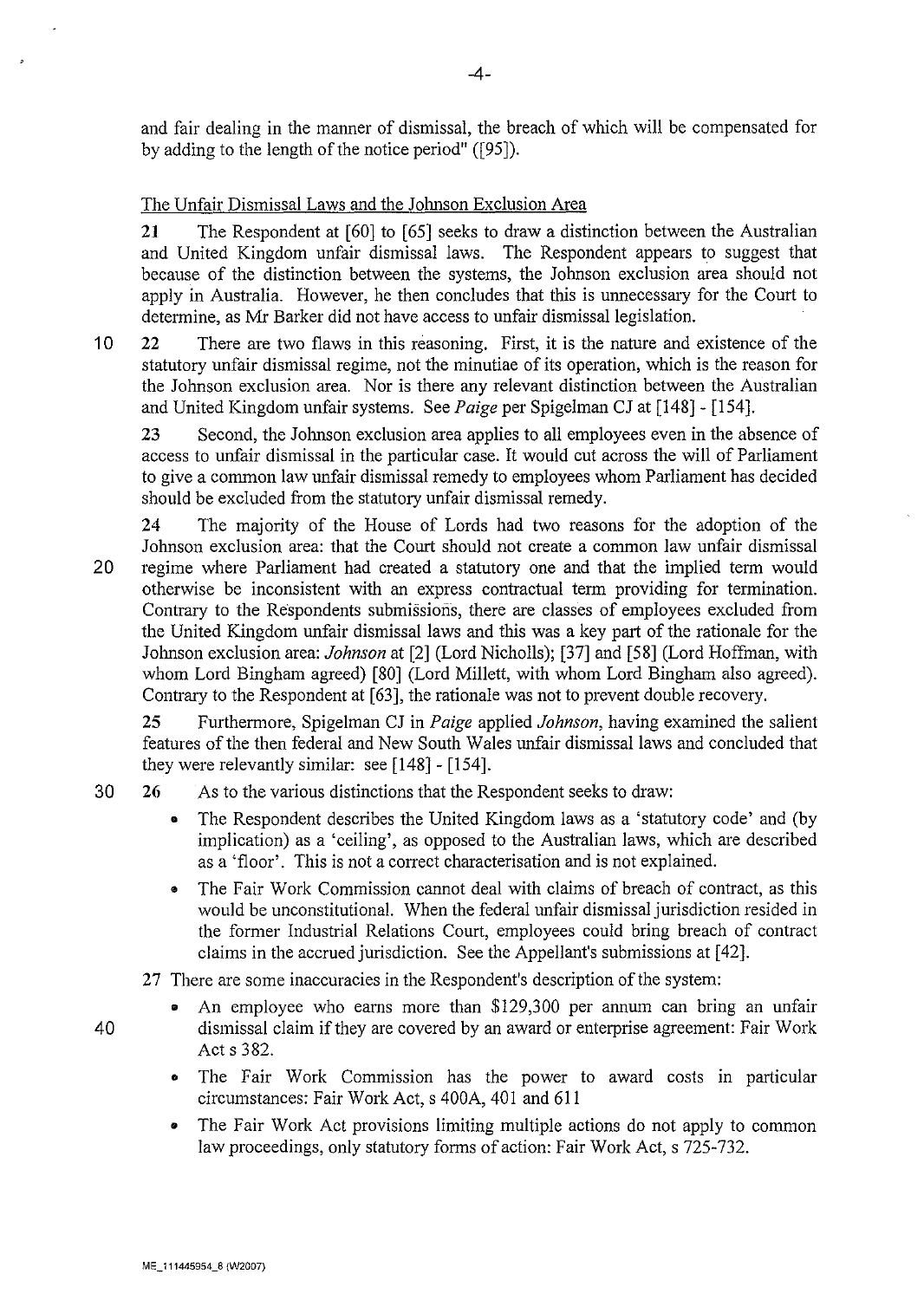and fair dealing in the manner of dismissal, the breach of which will be compensated for by adding to the length of the notice period" ([95]).

The Unfair Dismissal Laws and the Johnson Exclusion Area

**21** The Respondent at [60] to [65] seeks to draw a distinction between the Australian and United Kingdom unfair dismissal laws. The Respondent appears to suggest that because of the distinction between the systems, the Johnson exclusion area should not apply in Australia. However, he then concludes that this is unnecessary for the Court to determine, as Mr Barker did not have access to unfair dismissal legislation.

**22** There are two flaws in this reasoning. First, it is the nature and existence of the statutory unfair dismissal regime, not the minutiae of its operation, which is the reason for the Johnson exclusion area. Nor is there any relevant distinction between the Australian and United Kingdom unfair systems. See *Paige* per Spigelman CJ at [148] - [154].

**23** Second, the Johnson exclusion area applies to all employees even in the absence of access to unfair dismissal in the particular case. It would cut across the will of Parliament to give a common law unfair dismissal remedy to employees whom Parliament has decided should be excluded from the statutory unfair dismissal remedy.

**24** The majority of the House of Lords had two reasons for the adoption of the Johnson exclusion area: that the Court should not create a common law unfair dismissal regime where Parliament had created a statutory one and that the implied term would otherwise be inconsistent with an express contractual term providing for termination. Contrary to the Respondents submissions, there are classes of employees excluded from the United Kingdom unfair dismissal laws and this was a key part of the rationale for the Johnson exclusion area: *Johnson* at [2] (Lord Nicholls); [37] and [58] (Lord Hoffman, with whom Lord Bingham agreed) [80] (Lord Millett, with whom Lord Bingham also agreed). Contrary to the Respondent at [63], the rationale was not to prevent double recovery.

**25** Furthermore, Spigelman CJ in *Paige* applied *Johnson*, having examined the salient features of the then federal and New South Wales unfair dismissal laws and concluded that they were relevantly similar: see [148] - [154].

**26** As to the various distinctions that the Respondent seeks to draw:

- The Respondent describes the United Kingdom laws as a 'statutory code' and (by implication) as a 'ceiling', as opposed to the Australian laws, which are described as a 'floor'. This is not a correct characterisation and is not explained.
- The Fair Work Commission cannot deal with claims of breach of contract, as this would be unconstitutional. When the federal unfair dismissal jurisdiction resided in the former Industrial Relations Court, employees could bring breach of contract claims in the accrued jurisdiction. See the Appellant's submissions at [42].

**27** There are some inaccuracies in the Respondent's description of the system:

- An employee who earns more than $129,300 per annum can bring an unfair dismissal claim if they are covered by an award or enterprise agreement: Fair Work Act s 382.
- The Fair Work Commission has the power to award costs in particular circumstances: Fair Work Act, s 400A, 401 and 611
- The Fair Work Act provisions limiting multiple actions do not apply to common law proceedings, only statutory forms of action: Fair Work Act, s 725-732.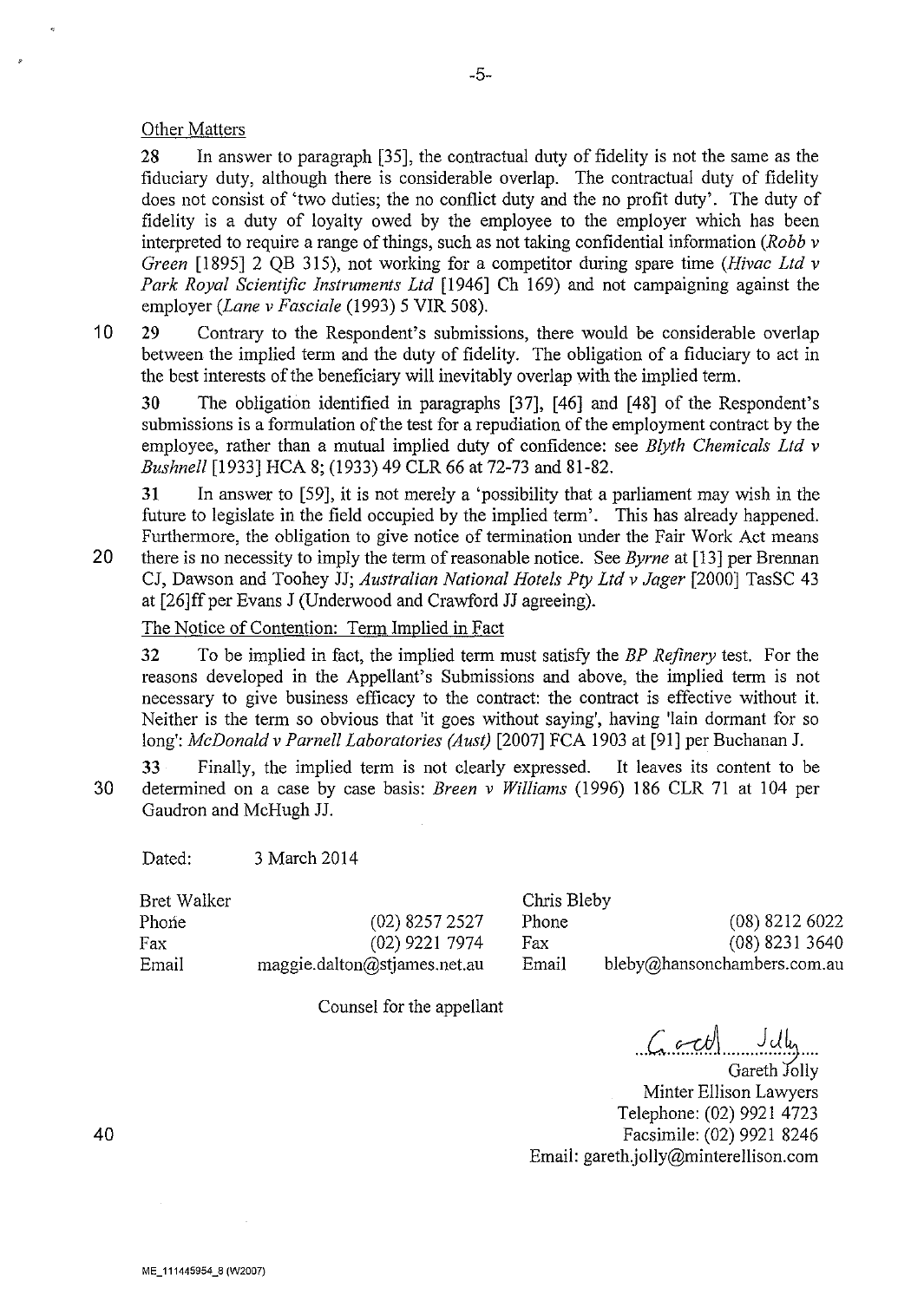Other Matters

28 In answer to paragraph [35], the contractual duty of fidelity is not the same as the fiduciary duty, although there is considerable overlap. The contractual duty of fidelity does not consist of 'two duties; the no conflict duty and the no profit duty'. The duty of fidelity is a duty of loyalty owed by the employee to the employer which has been interpreted to require a range of things, such as not taking confidential information (*Robb v Green* [1895] 2 QB 315), not working for a competitor during spare time (*Hivac Ltd v Park Royal Scientific Instruments Ltd* [1946] Ch 169) and not campaigning against the employer (*Lane v Fasciale* (1993) 5 VIR 508).

29 Contrary to the Respondent's submissions, there would be considerable overlap between the implied term and the duty of fidelity. The obligation of a fiduciary to act in the best interests of the beneficiary will inevitably overlap with the implied term.

30 The obligation identified in paragraphs [37], [46] and [48] of the Respondent's submissions is a formulation of the test for a repudiation of the employment contract by the employee, rather than a mutual implied duty of confidence: see *Blyth Chemicals Ltd v Bushnell* [1933] HCA 8; (1933) 49 CLR 66 at 72-73 and 81-82.

31 In answer to [59], it is not merely a 'possibility that a parliament may wish in the future to legislate in the field occupied by the implied term'. This has already happened. Furthermore, the obligation to give notice of termination under the Fair Work Act means there is no necessity to imply the term of reasonable notice. See *Byrne* at [13] per Brennan CJ, Dawson and Toohey JJ; *Australian National Hotels Pty Ltd v Jager* [2000] TasSC 43 at [26]ff per Evans J (Underwood and Crawford JJ agreeing).

The Notice of Contention: Term Implied in Fact

32 To be implied in fact, the implied term must satisfy the *BP Refinery* test. For the reasons developed in the Appellant's Submissions and above, the implied term is not necessary to give business efficacy to the contract: the contract is effective without it. Neither is the term so obvious that 'it goes without saying', having 'lain dormant for so long': *McDonald v Parnell Laboratories (Aust)* [2007] FCA 1903 at [91] per Buchanan J.

33 Finally, the implied term is not clearly expressed. It leaves its content to be determined on a case by case basis: *Breen v Williams* (1996) 186 CLR 71 at 104 per Gaudron and McHugh JJ.

Dated: 3 March 2014

| | | | |
|---|---|---|---|
| Bret Walker | | Chris Bleby | |
| Phone | (02) 8257 2527 | Phone | (08) 8212 6022 |
| Fax | (02) 9221 7974 | Fax | (08) 8231 3640 |
| Email | maggie.dalton@stjames.net.au | Email | bleby@hansonchambers.com.au |

Counsel for the appellant

Gareth Jolly
Minter Ellison Lawyers
Telephone: (02) 9921 4723
Facsimile: (02) 9921 8246
Email: gareth.jolly@minterellison.com

ME_111445954_8 (W2007)